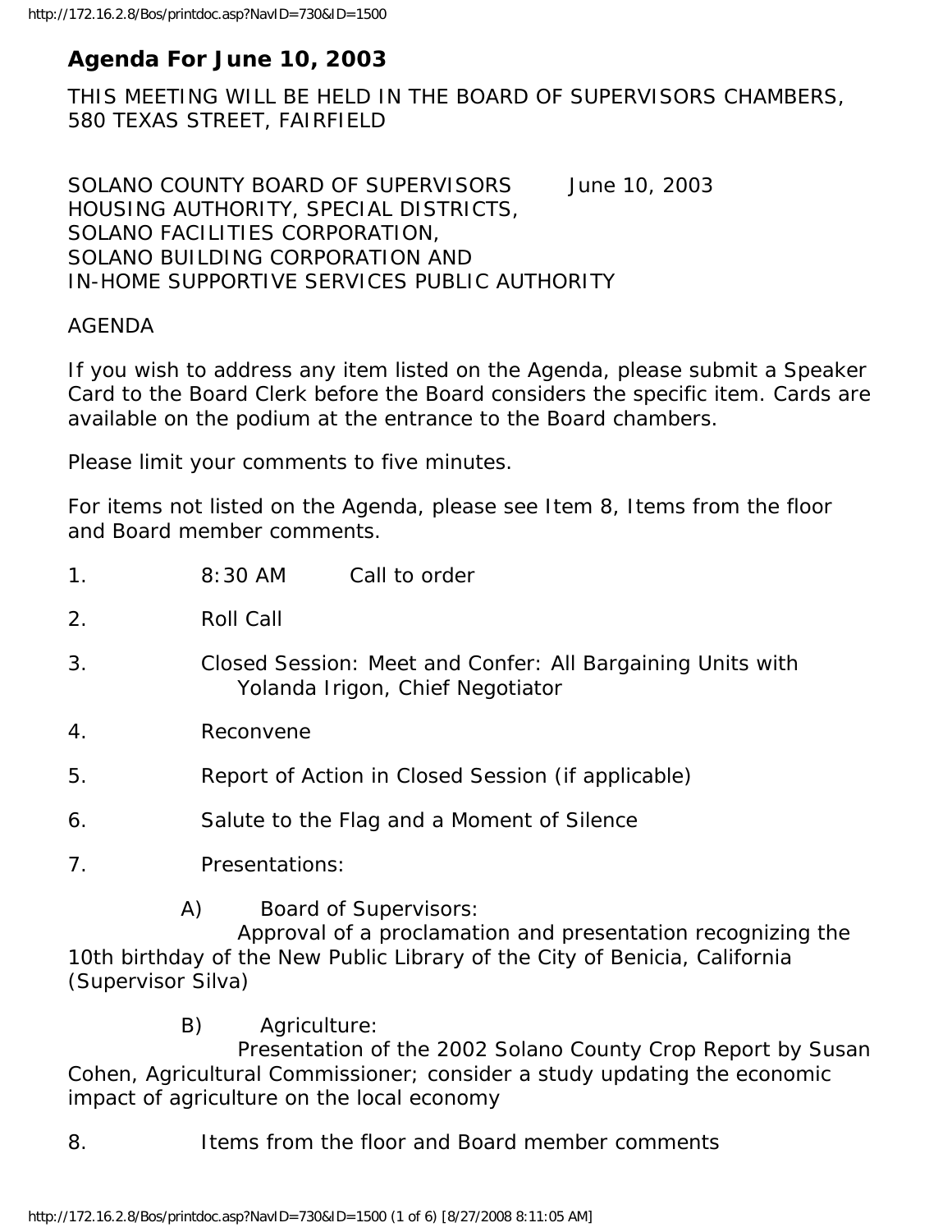# Agenda For June 10, 2003

THIS MEETING WILL BE HELD IN THE BOARD OF SUPERVISORS CHAMBERS, 580 TEXAS STREET, FAIRFIELD

SOLANO COUNTY BOARD OF SUPERVISORS          June 10, 2003
HOUSING AUTHORITY, SPECIAL DISTRICTS,
SOLANO FACILITIES CORPORATION,
SOLANO BUILDING CORPORATION AND
IN-HOME SUPPORTIVE SERVICES PUBLIC AUTHORITY

AGENDA

If you wish to address any item listed on the Agenda, please submit a Speaker Card to the Board Clerk before the Board considers the specific item. Cards are available on the podium at the entrance to the Board chambers.

Please limit your comments to five minutes.

For items not listed on the Agenda, please see Item 8, Items from the floor and Board member comments.

1. 8:30 AM Call to order

2. Roll Call

3. Closed Session: Meet and Confer: All Bargaining Units with Yolanda Irigon, Chief Negotiator

4. Reconvene

5. Report of Action in Closed Session (if applicable)

6. Salute to the Flag and a Moment of Silence

7. Presentations:

   A) Board of Supervisors:
   Approval of a proclamation and presentation recognizing the 10th birthday of the New Public Library of the City of Benicia, California (Supervisor Silva)

   B) Agriculture:
   Presentation of the 2002 Solano County Crop Report by Susan Cohen, Agricultural Commissioner; consider a study updating the economic impact of agriculture on the local economy

8. Items from the floor and Board member comments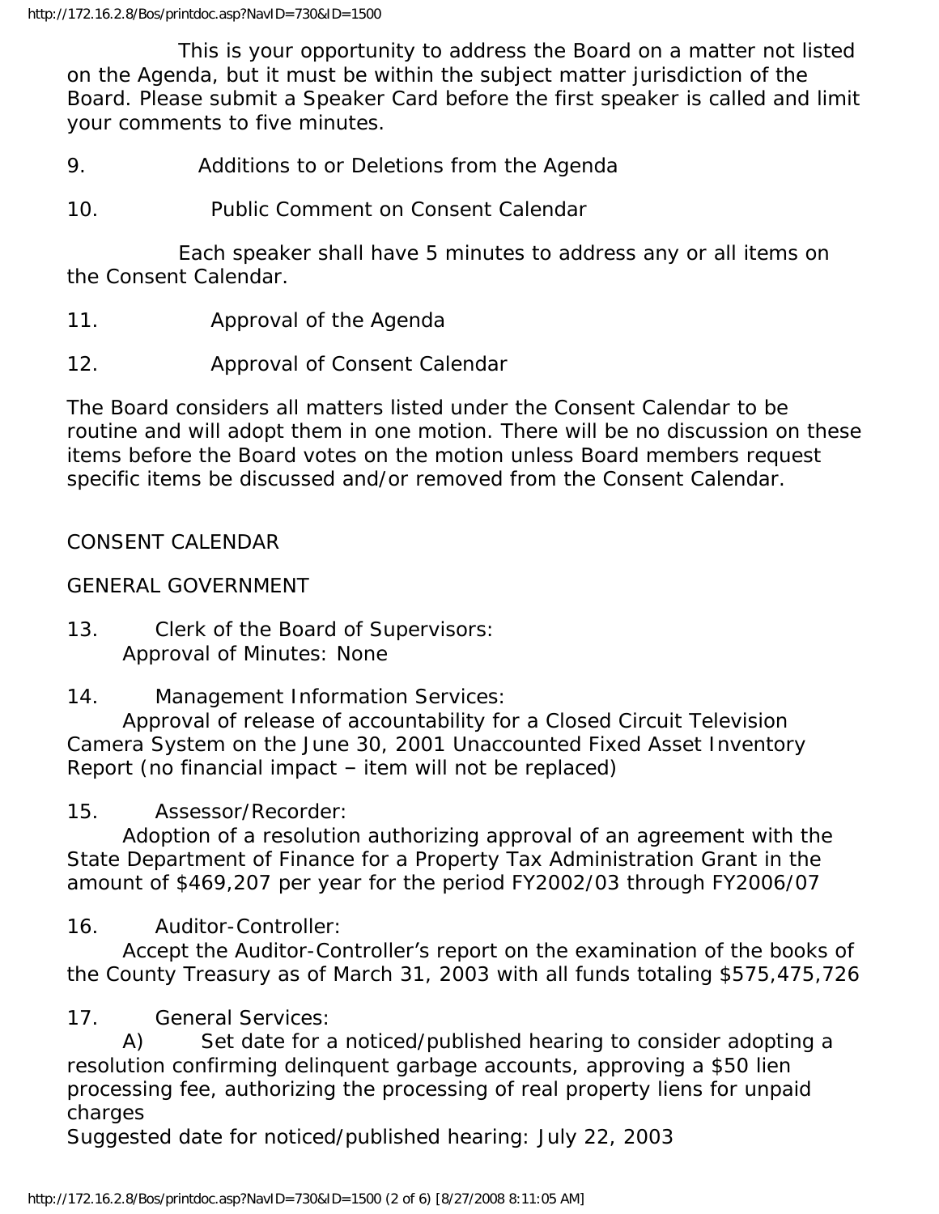This is your opportunity to address the Board on a matter not listed on the Agenda, but it must be within the subject matter jurisdiction of the Board. Please submit a Speaker Card before the first speaker is called and limit your comments to five minutes.

9. Additions to or Deletions from the Agenda

10. Public Comment on Consent Calendar

Each speaker shall have 5 minutes to address any or all items on the Consent Calendar.

11. Approval of the Agenda

12. Approval of Consent Calendar

The Board considers all matters listed under the Consent Calendar to be routine and will adopt them in one motion. There will be no discussion on these items before the Board votes on the motion unless Board members request specific items be discussed and/or removed from the Consent Calendar.

CONSENT CALENDAR

GENERAL GOVERNMENT

13. Clerk of the Board of Supervisors:
Approval of Minutes: None

14. Management Information Services:
Approval of release of accountability for a Closed Circuit Television Camera System on the June 30, 2001 Unaccounted Fixed Asset Inventory Report (no financial impact – item will not be replaced)

15. Assessor/Recorder:
Adoption of a resolution authorizing approval of an agreement with the State Department of Finance for a Property Tax Administration Grant in the amount of $469,207 per year for the period FY2002/03 through FY2006/07

16. Auditor-Controller:
Accept the Auditor-Controller's report on the examination of the books of the County Treasury as of March 31, 2003 with all funds totaling $575,475,726

17. General Services:
A) Set date for a noticed/published hearing to consider adopting a resolution confirming delinquent garbage accounts, approving a $50 lien processing fee, authorizing the processing of real property liens for unpaid charges
Suggested date for noticed/published hearing: July 22, 2003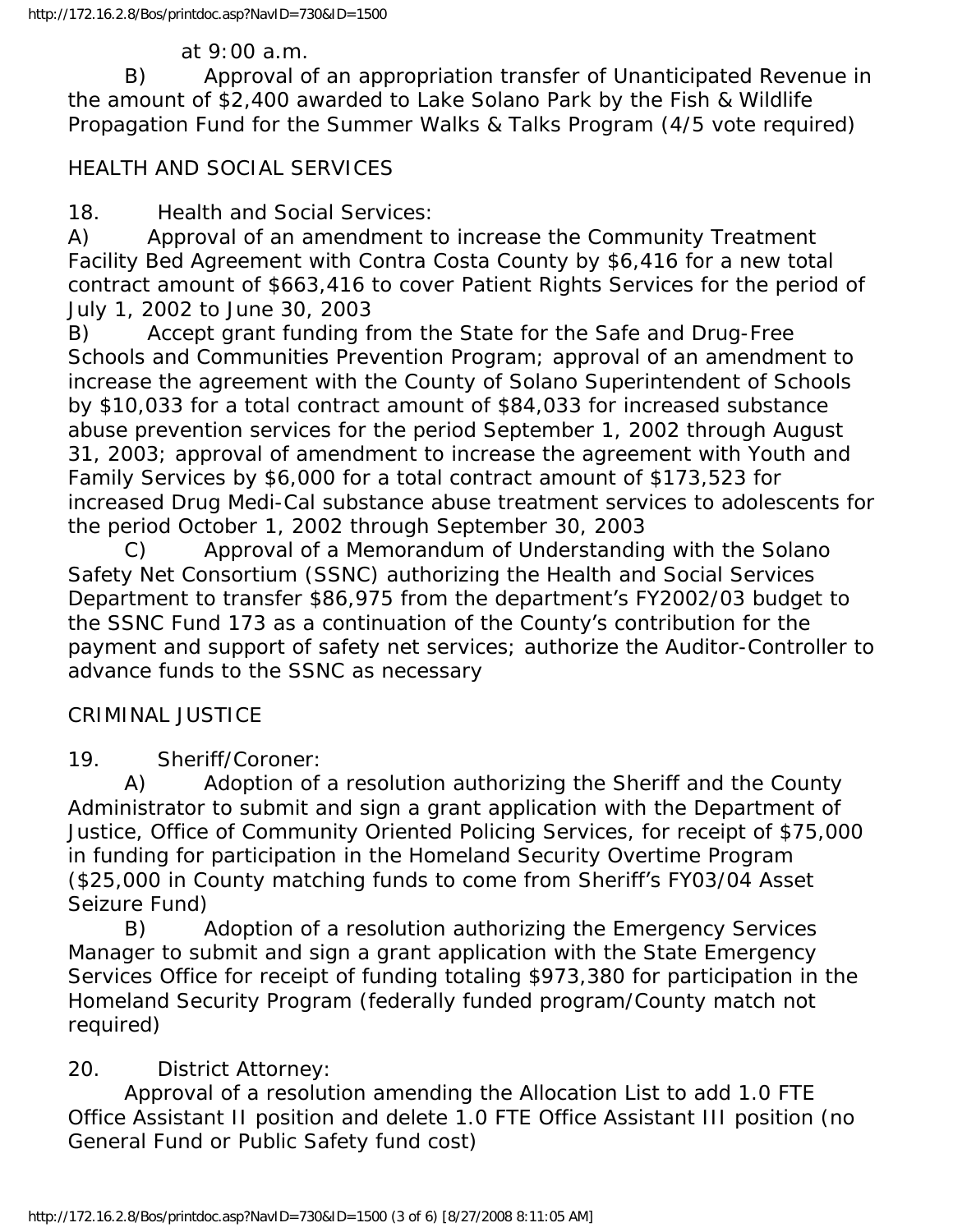at 9:00 a.m.

B) Approval of an appropriation transfer of Unanticipated Revenue in the amount of $2,400 awarded to Lake Solano Park by the Fish & Wildlife Propagation Fund for the Summer Walks & Talks Program (4/5 vote required)

HEALTH AND SOCIAL SERVICES

18. Health and Social Services:

A) Approval of an amendment to increase the Community Treatment Facility Bed Agreement with Contra Costa County by $6,416 for a new total contract amount of $663,416 to cover Patient Rights Services for the period of July 1, 2002 to June 30, 2003

B) Accept grant funding from the State for the Safe and Drug-Free Schools and Communities Prevention Program; approval of an amendment to increase the agreement with the County of Solano Superintendent of Schools by $10,033 for a total contract amount of $84,033 for increased substance abuse prevention services for the period September 1, 2002 through August 31, 2003; approval of amendment to increase the agreement with Youth and Family Services by $6,000 for a total contract amount of $173,523 for increased Drug Medi-Cal substance abuse treatment services to adolescents for the period October 1, 2002 through September 30, 2003

C) Approval of a Memorandum of Understanding with the Solano Safety Net Consortium (SSNC) authorizing the Health and Social Services Department to transfer $86,975 from the department's FY2002/03 budget to the SSNC Fund 173 as a continuation of the County's contribution for the payment and support of safety net services; authorize the Auditor-Controller to advance funds to the SSNC as necessary

CRIMINAL JUSTICE

19. Sheriff/Coroner:

A) Adoption of a resolution authorizing the Sheriff and the County Administrator to submit and sign a grant application with the Department of Justice, Office of Community Oriented Policing Services, for receipt of $75,000 in funding for participation in the Homeland Security Overtime Program ($25,000 in County matching funds to come from Sheriff's FY03/04 Asset Seizure Fund)

B) Adoption of a resolution authorizing the Emergency Services Manager to submit and sign a grant application with the State Emergency Services Office for receipt of funding totaling $973,380 for participation in the Homeland Security Program (federally funded program/County match not required)

20. District Attorney:

Approval of a resolution amending the Allocation List to add 1.0 FTE Office Assistant II position and delete 1.0 FTE Office Assistant III position (no General Fund or Public Safety fund cost)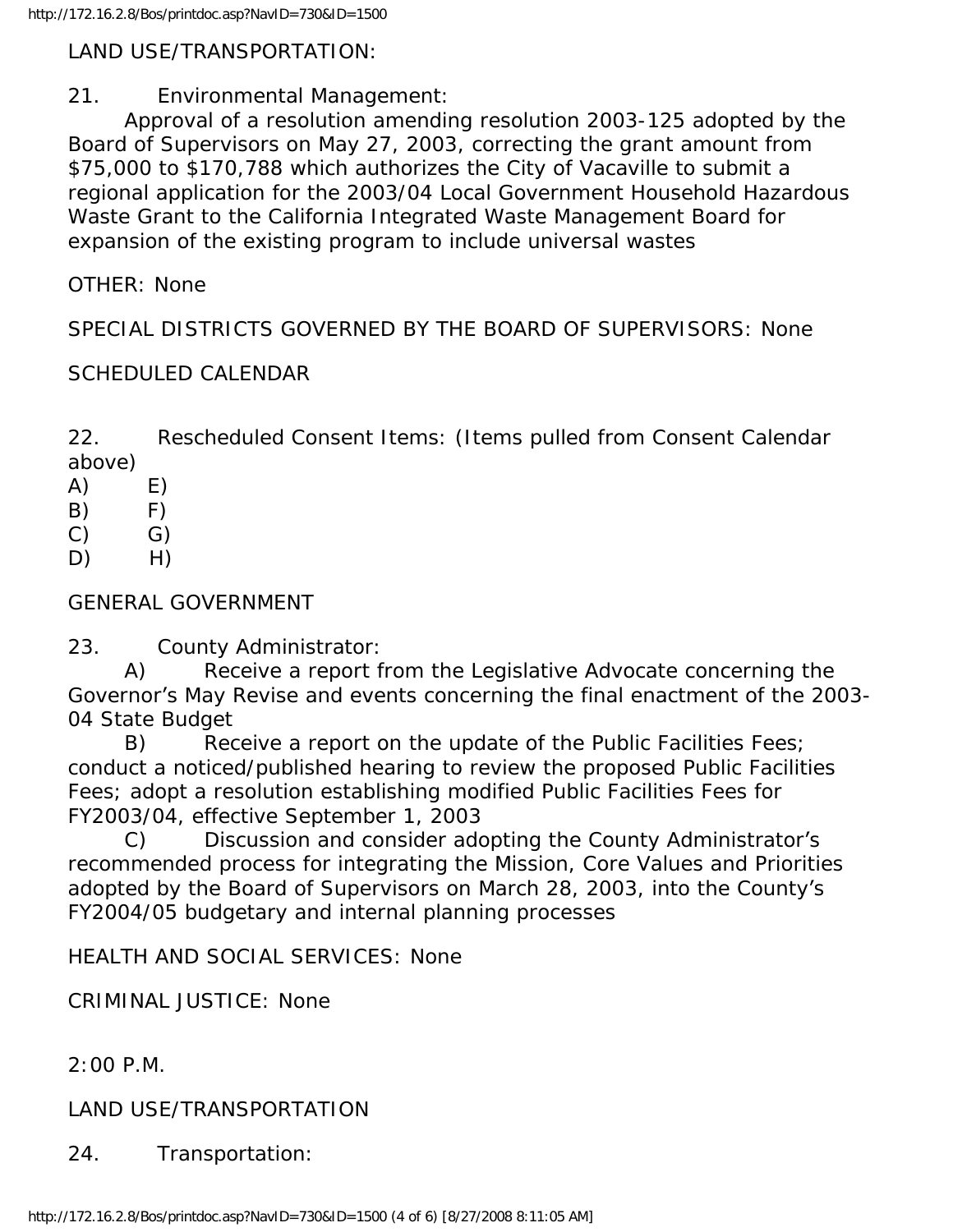LAND USE/TRANSPORTATION:

21. Environmental Management:

Approval of a resolution amending resolution 2003-125 adopted by the Board of Supervisors on May 27, 2003, correcting the grant amount from $75,000 to $170,788 which authorizes the City of Vacaville to submit a regional application for the 2003/04 Local Government Household Hazardous Waste Grant to the California Integrated Waste Management Board for expansion of the existing program to include universal wastes

OTHER: None

SPECIAL DISTRICTS GOVERNED BY THE BOARD OF SUPERVISORS: None

SCHEDULED CALENDAR

22. Rescheduled Consent Items: (Items pulled from Consent Calendar above)

A) E)
B) F)
C) G)
D) H)

GENERAL GOVERNMENT

23. County Administrator:

A) Receive a report from the Legislative Advocate concerning the Governor's May Revise and events concerning the final enactment of the 2003-04 State Budget

B) Receive a report on the update of the Public Facilities Fees; conduct a noticed/published hearing to review the proposed Public Facilities Fees; adopt a resolution establishing modified Public Facilities Fees for FY2003/04, effective September 1, 2003

C) Discussion and consider adopting the County Administrator's recommended process for integrating the Mission, Core Values and Priorities adopted by the Board of Supervisors on March 28, 2003, into the County's FY2004/05 budgetary and internal planning processes

HEALTH AND SOCIAL SERVICES: None

CRIMINAL JUSTICE: None

2:00 P.M.

LAND USE/TRANSPORTATION

24. Transportation: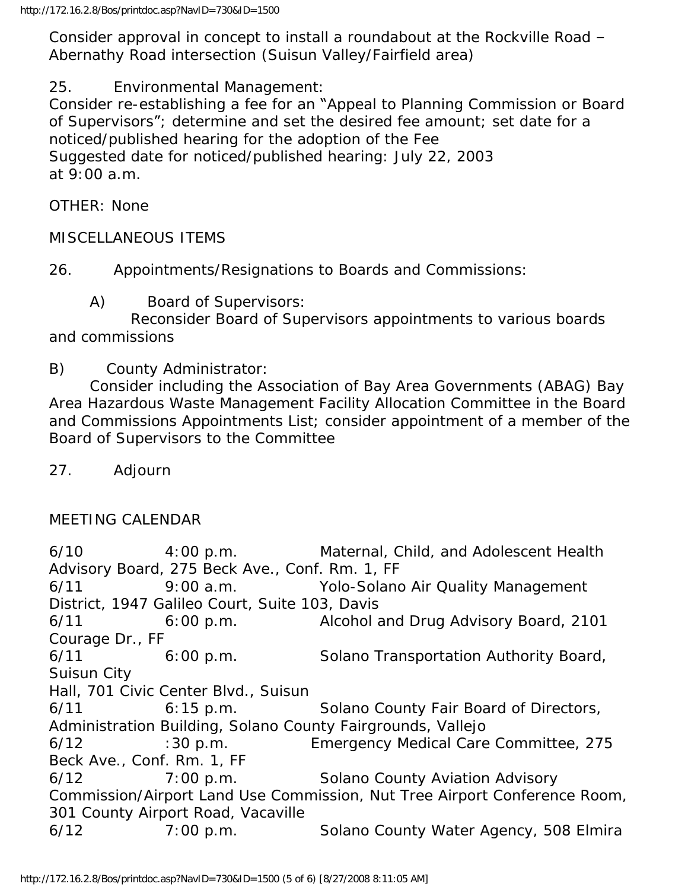Consider approval in concept to install a roundabout at the Rockville Road – Abernathy Road intersection (Suisun Valley/Fairfield area)

25. Environmental Management:
Consider re-establishing a fee for an "Appeal to Planning Commission or Board of Supervisors"; determine and set the desired fee amount; set date for a noticed/published hearing for the adoption of the Fee
Suggested date for noticed/published hearing: July 22, 2003 at 9:00 a.m.

OTHER: None

MISCELLANEOUS ITEMS

26. Appointments/Resignations to Boards and Commissions:

A) Board of Supervisors:
Reconsider Board of Supervisors appointments to various boards and commissions

B) County Administrator:
Consider including the Association of Bay Area Governments (ABAG) Bay Area Hazardous Waste Management Facility Allocation Committee in the Board and Commissions Appointments List; consider appointment of a member of the Board of Supervisors to the Committee

27. Adjourn

MEETING CALENDAR

6/10 4:00 p.m. Maternal, Child, and Adolescent Health Advisory Board, 275 Beck Ave., Conf. Rm. 1, FF
6/11 9:00 a.m. Yolo-Solano Air Quality Management District, 1947 Galileo Court, Suite 103, Davis
6/11 6:00 p.m. Alcohol and Drug Advisory Board, 2101 Courage Dr., FF
6/11 6:00 p.m. Solano Transportation Authority Board, Suisun City Hall, 701 Civic Center Blvd., Suisun
6/11 6:15 p.m. Solano County Fair Board of Directors, Administration Building, Solano County Fairgrounds, Vallejo
6/12 :30 p.m. Emergency Medical Care Committee, 275 Beck Ave., Conf. Rm. 1, FF
6/12 7:00 p.m. Solano County Aviation Advisory Commission/Airport Land Use Commission, Nut Tree Airport Conference Room, 301 County Airport Road, Vacaville
6/12 7:00 p.m. Solano County Water Agency, 508 Elmira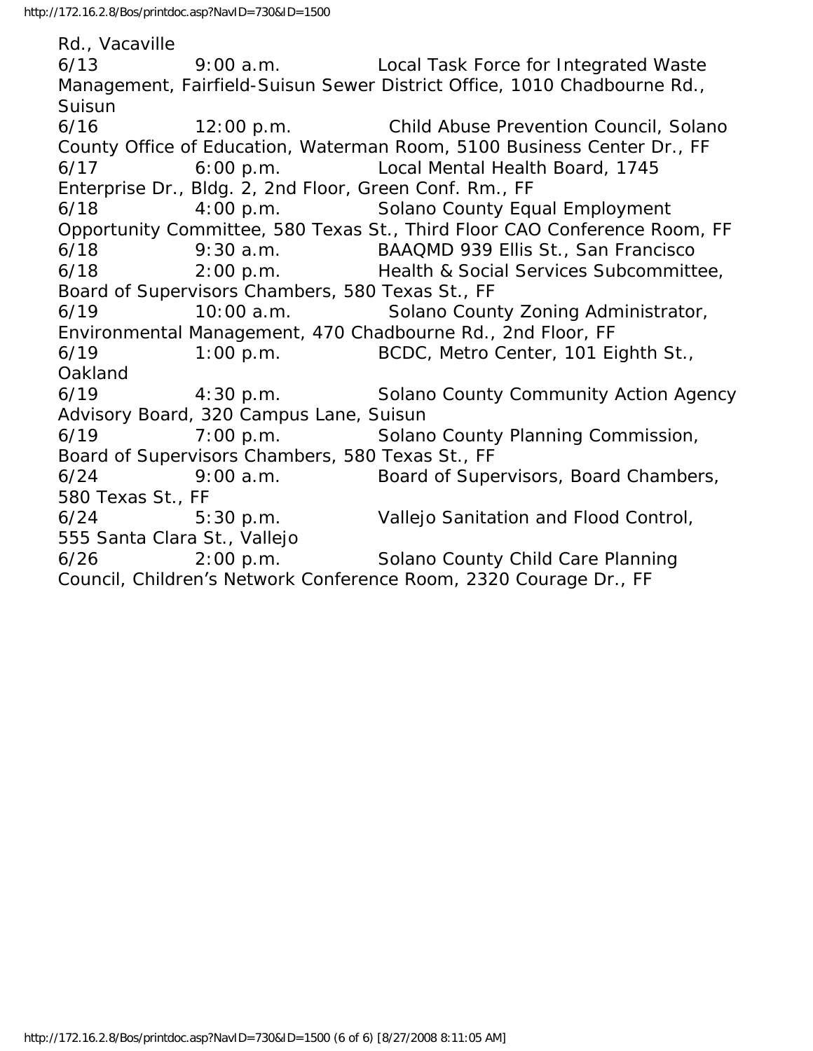Rd., Vacaville

6/13 9:00 a.m. Local Task Force for Integrated Waste Management, Fairfield-Suisun Sewer District Office, 1010 Chadbourne Rd., Suisun

6/16 12:00 p.m. Child Abuse Prevention Council, Solano County Office of Education, Waterman Room, 5100 Business Center Dr., FF

6/17 6:00 p.m. Local Mental Health Board, 1745 Enterprise Dr., Bldg. 2, 2nd Floor, Green Conf. Rm., FF

6/18 4:00 p.m. Solano County Equal Employment Opportunity Committee, 580 Texas St., Third Floor CAO Conference Room, FF

6/18 9:30 a.m. BAAQMD 939 Ellis St., San Francisco

6/18 2:00 p.m. Health & Social Services Subcommittee, Board of Supervisors Chambers, 580 Texas St., FF

6/19 10:00 a.m. Solano County Zoning Administrator, Environmental Management, 470 Chadbourne Rd., 2nd Floor, FF

6/19 1:00 p.m. BCDC, Metro Center, 101 Eighth St., Oakland

6/19 4:30 p.m. Solano County Community Action Agency Advisory Board, 320 Campus Lane, Suisun

6/19 7:00 p.m. Solano County Planning Commission, Board of Supervisors Chambers, 580 Texas St., FF

6/24 9:00 a.m. Board of Supervisors, Board Chambers, 580 Texas St., FF

6/24 5:30 p.m. Vallejo Sanitation and Flood Control, 555 Santa Clara St., Vallejo

6/26 2:00 p.m. Solano County Child Care Planning Council, Children's Network Conference Room, 2320 Courage Dr., FF